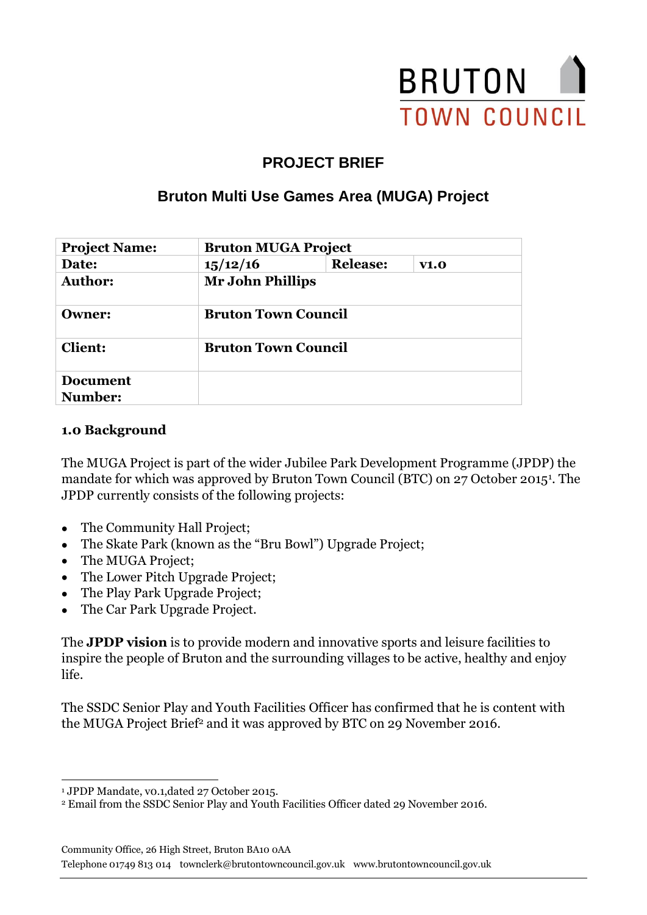BRUTON TOWN COUNCIL

## PROJECT BRIEF

## Bruton Multi Use Games Area (MUGA) Project

| **Project Name:** | **Bruton MUGA Project** | | |
|---|---|---|---|
| **Date:** | **15/12/16** | **Release:** | **v1.0** |
| **Author:** | **Mr John Phillips** | | |
| **Owner:** | **Bruton Town Council** | | |
| **Client:** | **Bruton Town Council** | | |
| **Document Number:** | | | |

### 1.0 Background

The MUGA Project is part of the wider Jubilee Park Development Programme (JPDP) the mandate for which was approved by Bruton Town Council (BTC) on 27 October 2015[1]. The JPDP currently consists of the following projects:

- The Community Hall Project;
- The Skate Park (known as the "Bru Bowl") Upgrade Project;
- The MUGA Project;
- The Lower Pitch Upgrade Project;
- The Play Park Upgrade Project;
- The Car Park Upgrade Project.

The **JPDP vision** is to provide modern and innovative sports and leisure facilities to inspire the people of Bruton and the surrounding villages to be active, healthy and enjoy life.

The SSDC Senior Play and Youth Facilities Officer has confirmed that he is content with the MUGA Project Brief[2] and it was approved by BTC on 29 November 2016.

[1] JPDP Mandate, v0.1,dated 27 October 2015.

[2] Email from the SSDC Senior Play and Youth Facilities Officer dated 29 November 2016.

Community Office, 26 High Street, Bruton BA10 0AA

Telephone 01749 813 014 townclerk@brutontowncouncil.gov.uk www.brutontowncouncil.gov.uk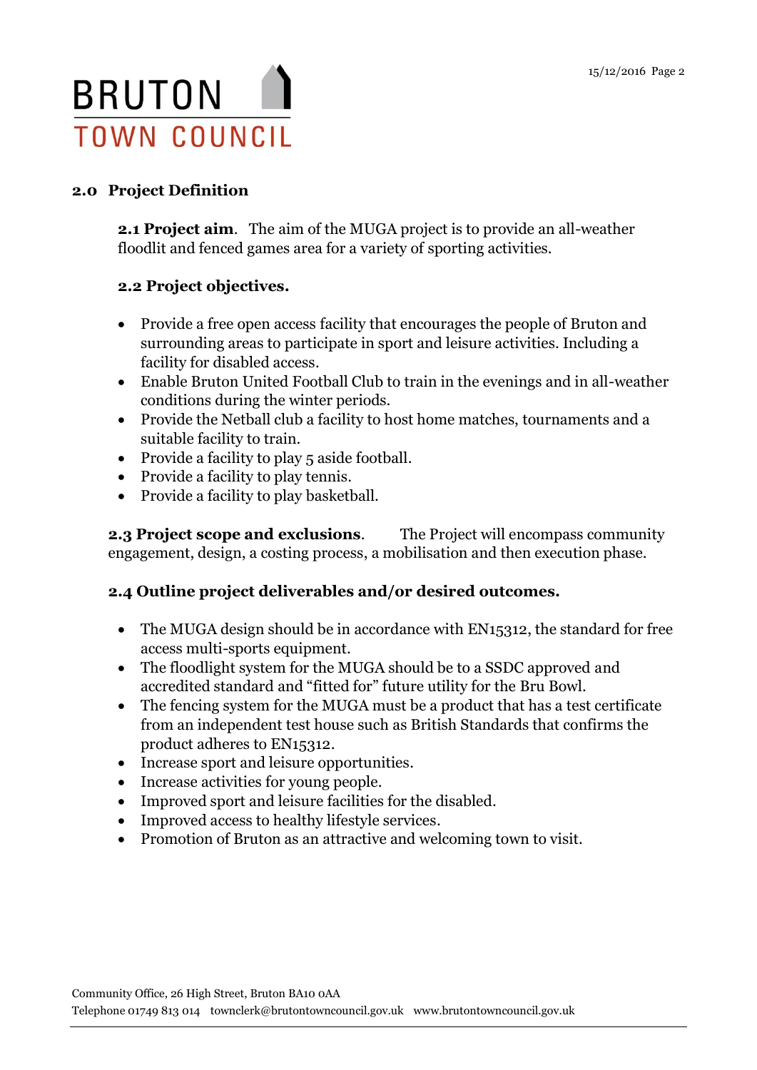## 2.0 Project Definition

**2.1 Project aim**. The aim of the MUGA project is to provide an all-weather floodlit and fenced games area for a variety of sporting activities.

**2.2 Project objectives.**

- Provide a free open access facility that encourages the people of Bruton and surrounding areas to participate in sport and leisure activities. Including a facility for disabled access.
- Enable Bruton United Football Club to train in the evenings and in all-weather conditions during the winter periods.
- Provide the Netball club a facility to host home matches, tournaments and a suitable facility to train.
- Provide a facility to play 5 aside football.
- Provide a facility to play tennis.
- Provide a facility to play basketball.

**2.3 Project scope and exclusions**. The Project will encompass community engagement, design, a costing process, a mobilisation and then execution phase.

**2.4 Outline project deliverables and/or desired outcomes.**

- The MUGA design should be in accordance with EN15312, the standard for free access multi-sports equipment.
- The floodlight system for the MUGA should be to a SSDC approved and accredited standard and "fitted for" future utility for the Bru Bowl.
- The fencing system for the MUGA must be a product that has a test certificate from an independent test house such as British Standards that confirms the product adheres to EN15312.
- Increase sport and leisure opportunities.
- Increase activities for young people.
- Improved sport and leisure facilities for the disabled.
- Improved access to healthy lifestyle services.
- Promotion of Bruton as an attractive and welcoming town to visit.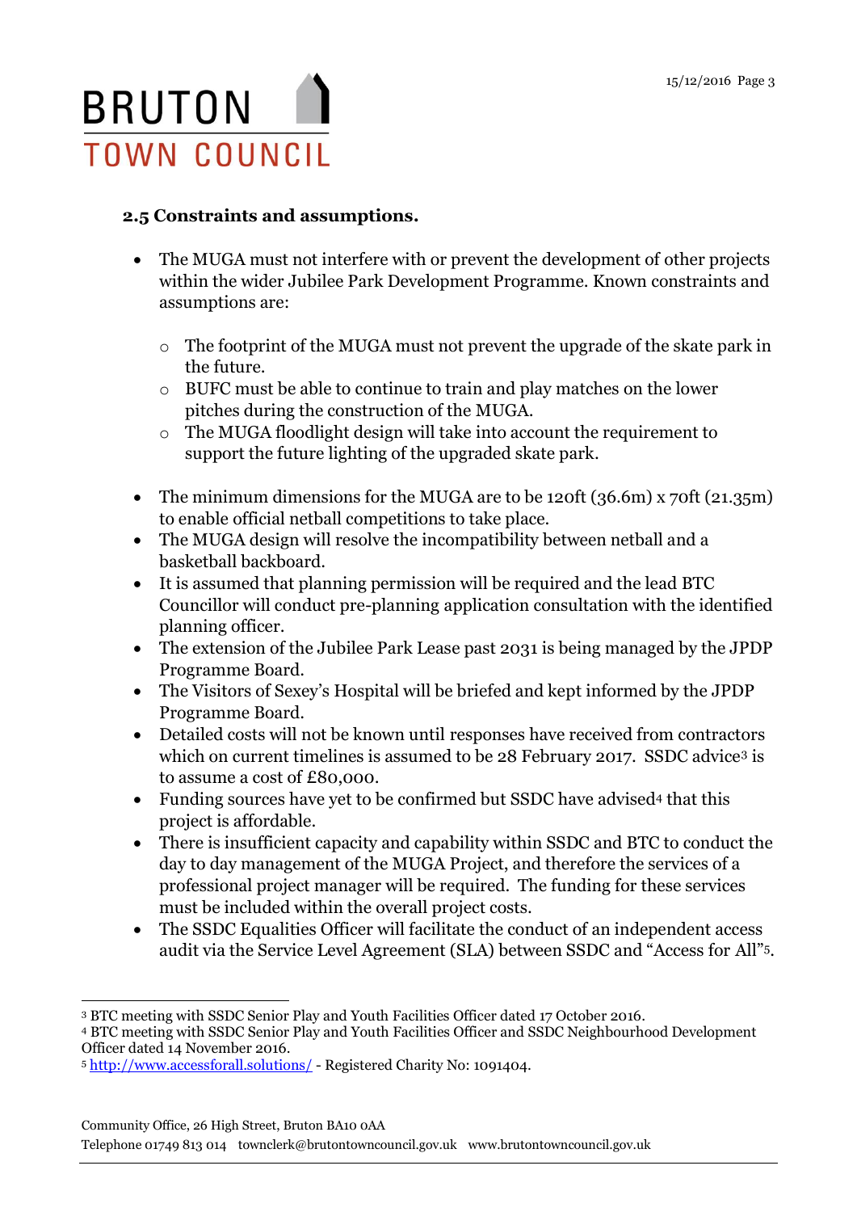### 2.5 Constraints and assumptions.

- The MUGA must not interfere with or prevent the development of other projects within the wider Jubilee Park Development Programme. Known constraints and assumptions are:
  - The footprint of the MUGA must not prevent the upgrade of the skate park in the future.
  - BUFC must be able to continue to train and play matches on the lower pitches during the construction of the MUGA.
  - The MUGA floodlight design will take into account the requirement to support the future lighting of the upgraded skate park.
- The minimum dimensions for the MUGA are to be 120ft (36.6m) x 70ft (21.35m) to enable official netball competitions to take place.
- The MUGA design will resolve the incompatibility between netball and a basketball backboard.
- It is assumed that planning permission will be required and the lead BTC Councillor will conduct pre-planning application consultation with the identified planning officer.
- The extension of the Jubilee Park Lease past 2031 is being managed by the JPDP Programme Board.
- The Visitors of Sexey's Hospital will be briefed and kept informed by the JPDP Programme Board.
- Detailed costs will not be known until responses have received from contractors which on current timelines is assumed to be 28 February 2017. SSDC advice[3] is to assume a cost of £80,000.
- Funding sources have yet to be confirmed but SSDC have advised[4] that this project is affordable.
- There is insufficient capacity and capability within SSDC and BTC to conduct the day to day management of the MUGA Project, and therefore the services of a professional project manager will be required. The funding for these services must be included within the overall project costs.
- The SSDC Equalities Officer will facilitate the conduct of an independent access audit via the Service Level Agreement (SLA) between SSDC and "Access for All"[5].

---

[3] BTC meeting with SSDC Senior Play and Youth Facilities Officer dated 17 October 2016.

[4] BTC meeting with SSDC Senior Play and Youth Facilities Officer and SSDC Neighbourhood Development Officer dated 14 November 2016.

[5] http://www.accessforall.solutions/ - Registered Charity No: 1091404.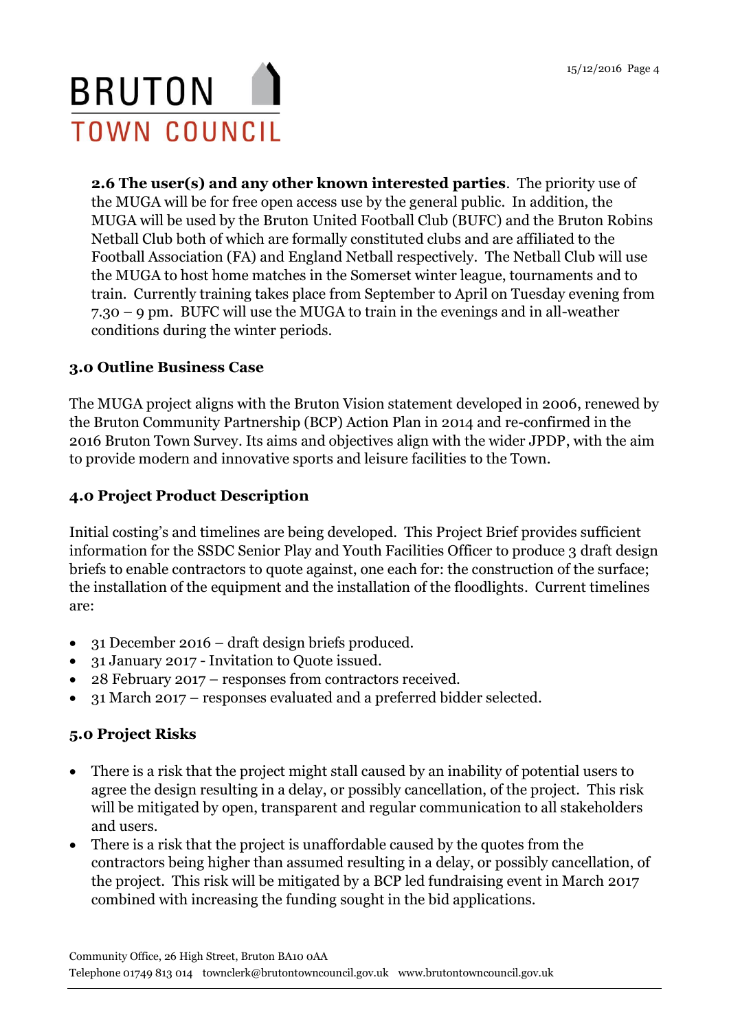**2.6 The user(s) and any other known interested parties**. The priority use of the MUGA will be for free open access use by the general public. In addition, the MUGA will be used by the Bruton United Football Club (BUFC) and the Bruton Robins Netball Club both of which are formally constituted clubs and are affiliated to the Football Association (FA) and England Netball respectively. The Netball Club will use the MUGA to host home matches in the Somerset winter league, tournaments and to train. Currently training takes place from September to April on Tuesday evening from 7.30 – 9 pm. BUFC will use the MUGA to train in the evenings and in all-weather conditions during the winter periods.

## 3.0 Outline Business Case

The MUGA project aligns with the Bruton Vision statement developed in 2006, renewed by the Bruton Community Partnership (BCP) Action Plan in 2014 and re-confirmed in the 2016 Bruton Town Survey. Its aims and objectives align with the wider JPDP, with the aim to provide modern and innovative sports and leisure facilities to the Town.

## 4.0 Project Product Description

Initial costing's and timelines are being developed. This Project Brief provides sufficient information for the SSDC Senior Play and Youth Facilities Officer to produce 3 draft design briefs to enable contractors to quote against, one each for: the construction of the surface; the installation of the equipment and the installation of the floodlights. Current timelines are:

- 31 December 2016 – draft design briefs produced.
- 31 January 2017 - Invitation to Quote issued.
- 28 February 2017 – responses from contractors received.
- 31 March 2017 – responses evaluated and a preferred bidder selected.

## 5.0 Project Risks

- There is a risk that the project might stall caused by an inability of potential users to agree the design resulting in a delay, or possibly cancellation, of the project. This risk will be mitigated by open, transparent and regular communication to all stakeholders and users.
- There is a risk that the project is unaffordable caused by the quotes from the contractors being higher than assumed resulting in a delay, or possibly cancellation, of the project. This risk will be mitigated by a BCP led fundraising event in March 2017 combined with increasing the funding sought in the bid applications.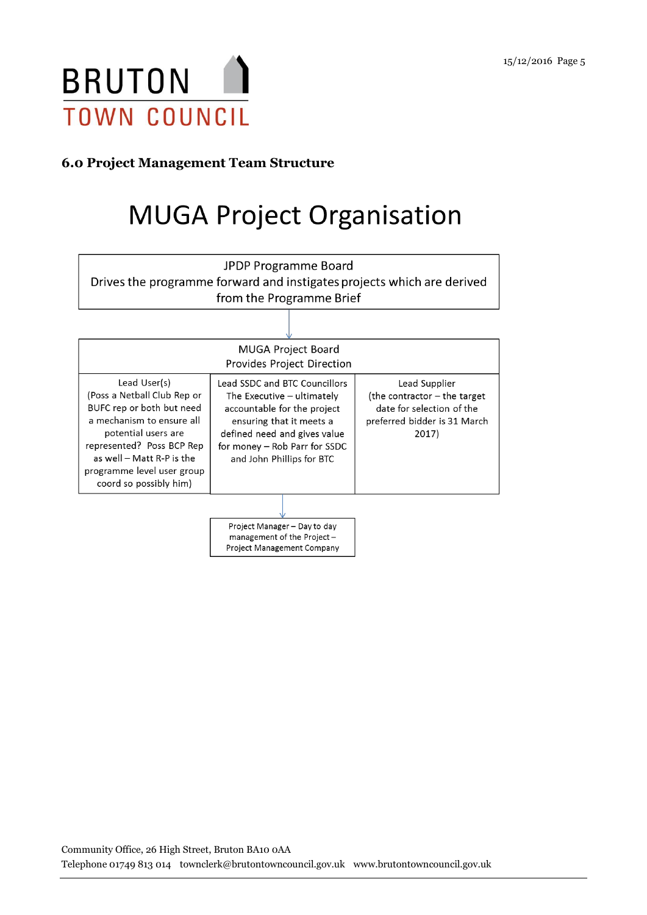## 6.0 Project Management Team Structure

# MUGA Project Organisation

JPDP Programme Board
Drives the programme forward and instigates projects which are derived from the Programme Brief

MUGA Project Board
Provides Project Direction

| Lead User(s) | Lead SSDC and BTC Councillors | Lead Supplier |
|---|---|---|
| (Poss a Netball Club Rep or BUFC rep or both but need a mechanism to ensure all potential users are represented? Poss BCP Rep as well – Matt R-P is the programme level user group coord so possibly him) | The Executive – ultimately accountable for the project ensuring that it meets a defined need and gives value for money – Rob Parr for SSDC and John Phillips for BTC | (the contractor – the target date for selection of the preferred bidder is 31 March 2017) |

Project Manager – Day to day management of the Project – Project Management Company

Community Office, 26 High Street, Bruton BA10 0AA
Telephone 01749 813 014 townclerk@brutontowncouncil.gov.uk www.brutontowncouncil.gov.uk